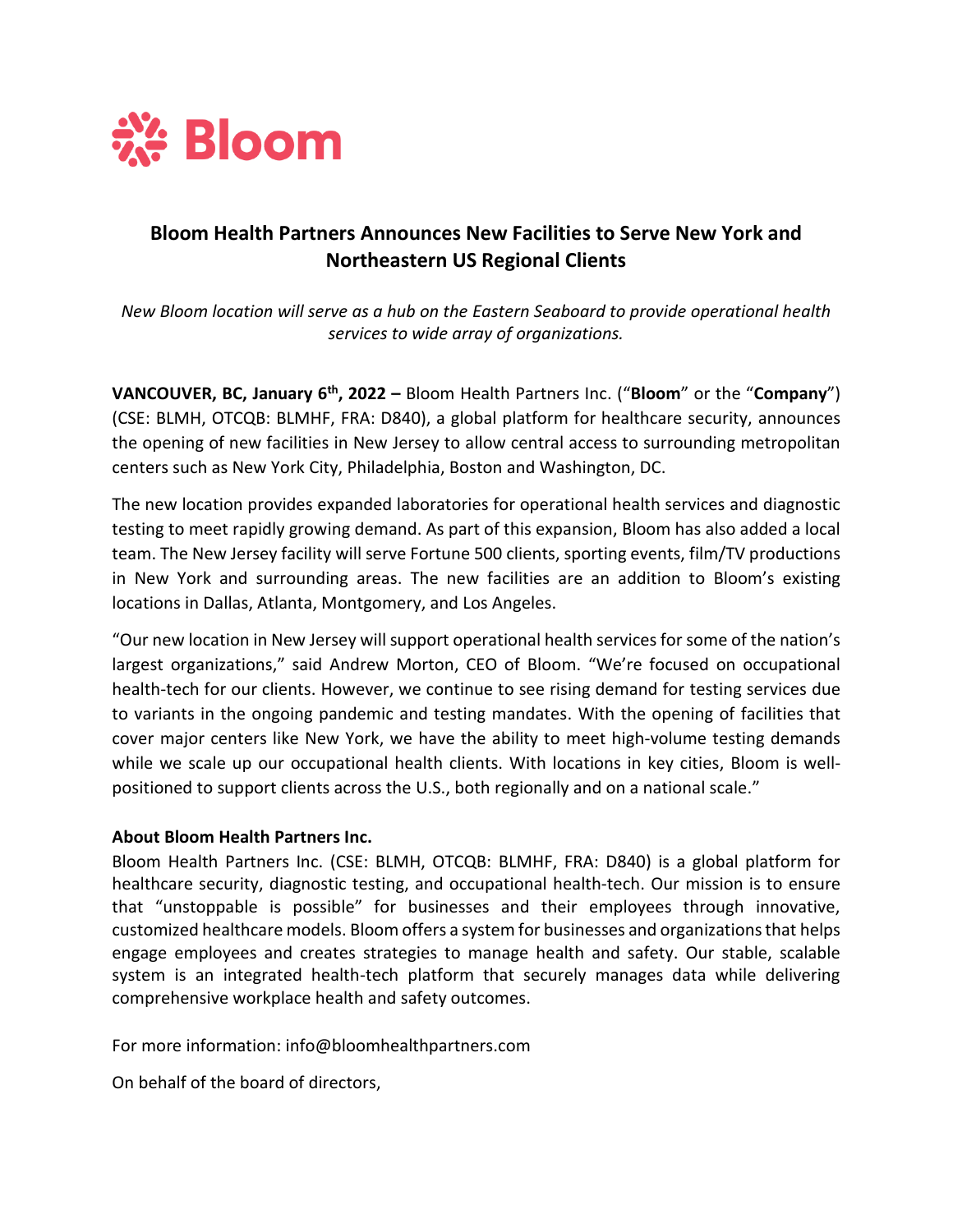Bloom

# Bloom Health Partners Announces New Facilities to Serve New York and Northeastern US Regional Clients

*New Bloom location will serve as a hub on the Eastern Seaboard to provide operational health services to wide array of organizations.*

**VANCOUVER, BC, January 6th, 2022 –** Bloom Health Partners Inc. ("**Bloom**" or the "**Company**") (CSE: BLMH, OTCQB: BLMHF, FRA: D840), a global platform for healthcare security, announces the opening of new facilities in New Jersey to allow central access to surrounding metropolitan centers such as New York City, Philadelphia, Boston and Washington, DC.

The new location provides expanded laboratories for operational health services and diagnostic testing to meet rapidly growing demand. As part of this expansion, Bloom has also added a local team. The New Jersey facility will serve Fortune 500 clients, sporting events, film/TV productions in New York and surrounding areas. The new facilities are an addition to Bloom's existing locations in Dallas, Atlanta, Montgomery, and Los Angeles.

"Our new location in New Jersey will support operational health services for some of the nation's largest organizations," said Andrew Morton, CEO of Bloom. "We're focused on occupational health-tech for our clients. However, we continue to see rising demand for testing services due to variants in the ongoing pandemic and testing mandates. With the opening of facilities that cover major centers like New York, we have the ability to meet high-volume testing demands while we scale up our occupational health clients. With locations in key cities, Bloom is well-positioned to support clients across the U.S., both regionally and on a national scale."

**About Bloom Health Partners Inc.**

Bloom Health Partners Inc. (CSE: BLMH, OTCQB: BLMHF, FRA: D840) is a global platform for healthcare security, diagnostic testing, and occupational health-tech. Our mission is to ensure that "unstoppable is possible" for businesses and their employees through innovative, customized healthcare models. Bloom offers a system for businesses and organizations that helps engage employees and creates strategies to manage health and safety. Our stable, scalable system is an integrated health-tech platform that securely manages data while delivering comprehensive workplace health and safety outcomes.

For more information: info@bloomhealthpartners.com

On behalf of the board of directors,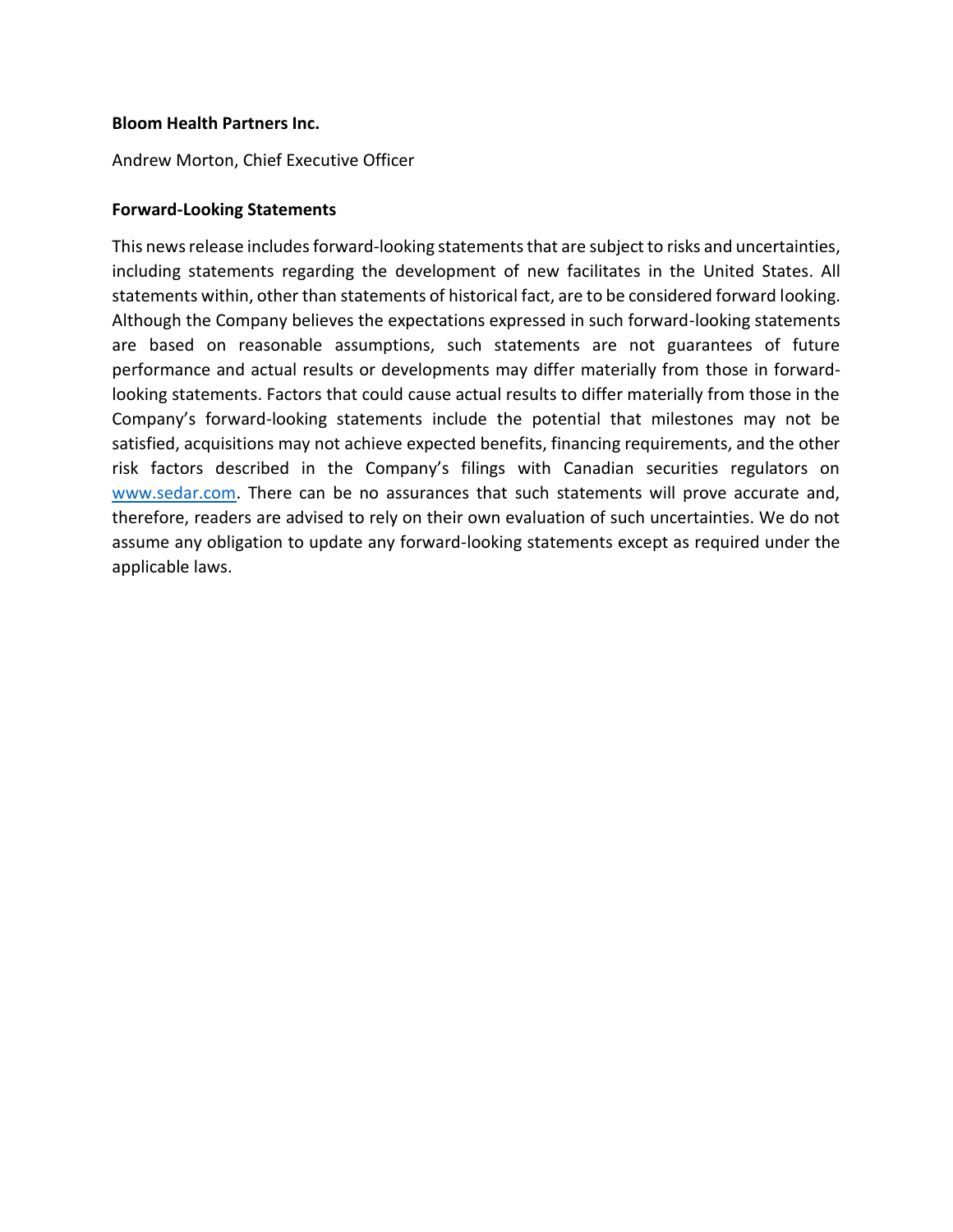**Bloom Health Partners Inc.**

Andrew Morton, Chief Executive Officer

**Forward-Looking Statements**

This news release includes forward-looking statements that are subject to risks and uncertainties, including statements regarding the development of new facilitates in the United States. All statements within, other than statements of historical fact, are to be considered forward looking. Although the Company believes the expectations expressed in such forward-looking statements are based on reasonable assumptions, such statements are not guarantees of future performance and actual results or developments may differ materially from those in forward-looking statements. Factors that could cause actual results to differ materially from those in the Company's forward-looking statements include the potential that milestones may not be satisfied, acquisitions may not achieve expected benefits, financing requirements, and the other risk factors described in the Company's filings with Canadian securities regulators on [www.sedar.com](http://www.sedar.com). There can be no assurances that such statements will prove accurate and, therefore, readers are advised to rely on their own evaluation of such uncertainties. We do not assume any obligation to update any forward-looking statements except as required under the applicable laws.